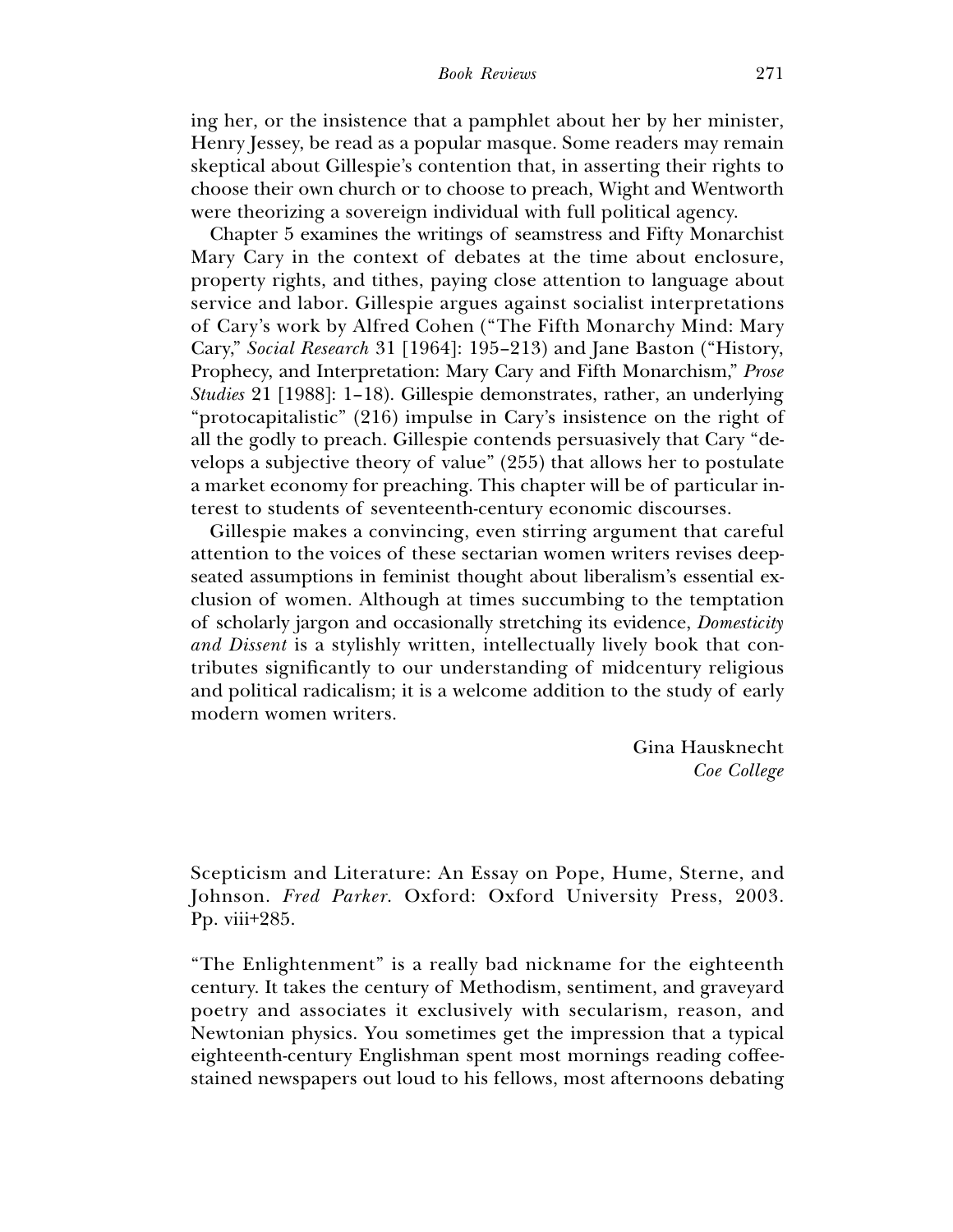ing her, or the insistence that a pamphlet about her by her minister, Henry Jessey, be read as a popular masque. Some readers may remain skeptical about Gillespie's contention that, in asserting their rights to choose their own church or to choose to preach, Wight and Wentworth were theorizing a sovereign individual with full political agency.

Chapter 5 examines the writings of seamstress and Fifty Monarchist Mary Cary in the context of debates at the time about enclosure, property rights, and tithes, paying close attention to language about service and labor. Gillespie argues against socialist interpretations of Cary's work by Alfred Cohen ("The Fifth Monarchy Mind: Mary Cary," *Social Research* 31 [1964]: 195–213) and Jane Baston ("History, Prophecy, and Interpretation: Mary Cary and Fifth Monarchism," *Prose Studies* 21 [1988]: 1–18). Gillespie demonstrates, rather, an underlying "protocapitalistic" (216) impulse in Cary's insistence on the right of all the godly to preach. Gillespie contends persuasively that Cary "develops a subjective theory of value" (255) that allows her to postulate a market economy for preaching. This chapter will be of particular interest to students of seventeenth-century economic discourses.

Gillespie makes a convincing, even stirring argument that careful attention to the voices of these sectarian women writers revises deep-seated assumptions in feminist thought about liberalism's essential exclusion of women. Although at times succumbing to the temptation of scholarly jargon and occasionally stretching its evidence, *Domesticity and Dissent* is a stylishly written, intellectually lively book that contributes significantly to our understanding of midcentury religious and political radicalism; it is a welcome addition to the study of early modern women writers.

Gina Hausknecht
*Coe College*

Scepticism and Literature: An Essay on Pope, Hume, Sterne, and Johnson. *Fred Parker*. Oxford: Oxford University Press, 2003. Pp. viii+285.

"The Enlightenment" is a really bad nickname for the eighteenth century. It takes the century of Methodism, sentiment, and graveyard poetry and associates it exclusively with secularism, reason, and Newtonian physics. You sometimes get the impression that a typical eighteenth-century Englishman spent most mornings reading coffee-stained newspapers out loud to his fellows, most afternoons debating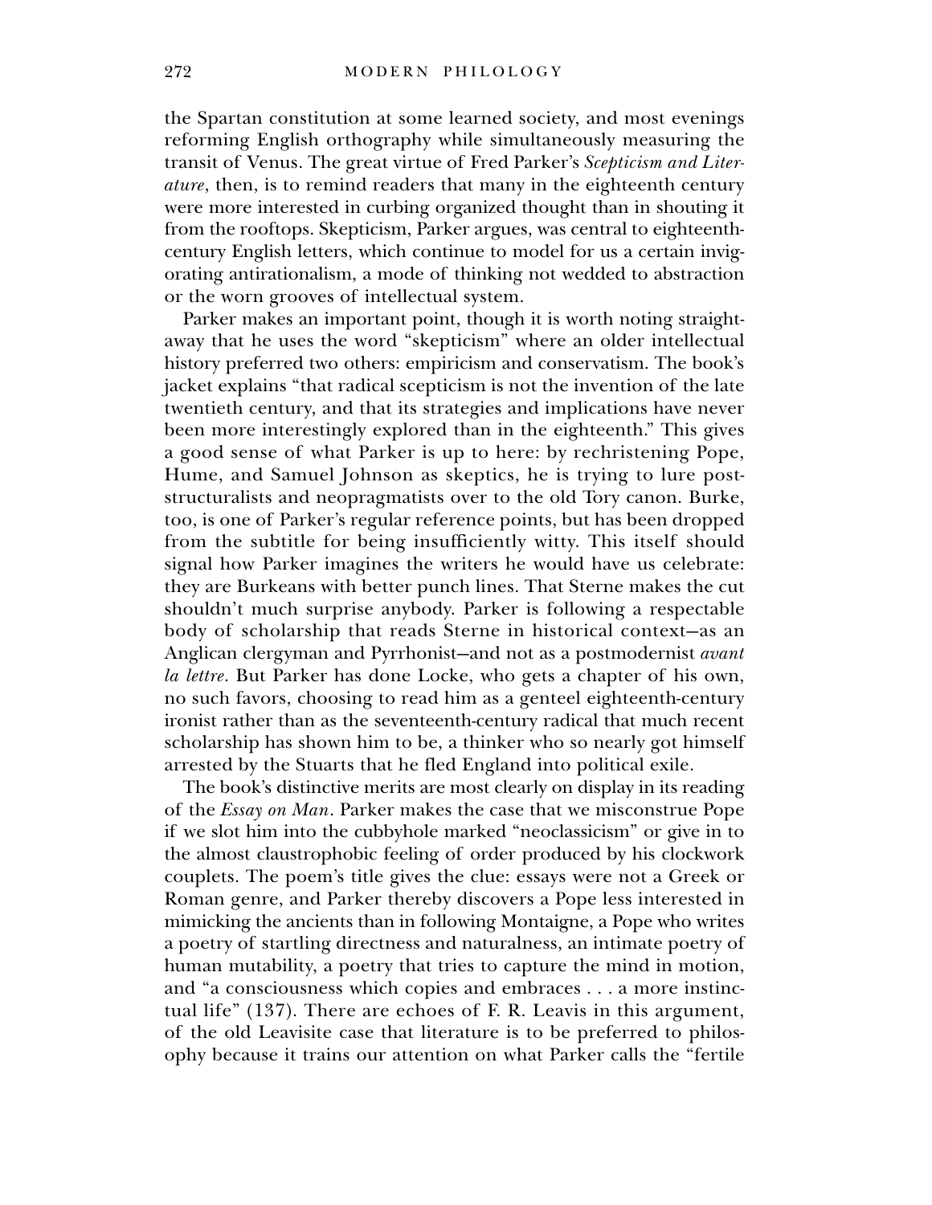the Spartan constitution at some learned society, and most evenings reforming English orthography while simultaneously measuring the transit of Venus. The great virtue of Fred Parker's *Scepticism and Literature*, then, is to remind readers that many in the eighteenth century were more interested in curbing organized thought than in shouting it from the rooftops. Skepticism, Parker argues, was central to eighteenth-century English letters, which continue to model for us a certain invigorating antirationalism, a mode of thinking not wedded to abstraction or the worn grooves of intellectual system.

Parker makes an important point, though it is worth noting straightaway that he uses the word "skepticism" where an older intellectual history preferred two others: empiricism and conservatism. The book's jacket explains "that radical scepticism is not the invention of the late twentieth century, and that its strategies and implications have never been more interestingly explored than in the eighteenth." This gives a good sense of what Parker is up to here: by rechristening Pope, Hume, and Samuel Johnson as skeptics, he is trying to lure post-structuralists and neopragmatists over to the old Tory canon. Burke, too, is one of Parker's regular reference points, but has been dropped from the subtitle for being insufficiently witty. This itself should signal how Parker imagines the writers he would have us celebrate: they are Burkeans with better punch lines. That Sterne makes the cut shouldn't much surprise anybody. Parker is following a respectable body of scholarship that reads Sterne in historical context—as an Anglican clergyman and Pyrrhonist—and not as a postmodernist *avant la lettre*. But Parker has done Locke, who gets a chapter of his own, no such favors, choosing to read him as a genteel eighteenth-century ironist rather than as the seventeenth-century radical that much recent scholarship has shown him to be, a thinker who so nearly got himself arrested by the Stuarts that he fled England into political exile.

The book's distinctive merits are most clearly on display in its reading of the *Essay on Man*. Parker makes the case that we misconstrue Pope if we slot him into the cubbyhole marked "neoclassicism" or give in to the almost claustrophobic feeling of order produced by his clockwork couplets. The poem's title gives the clue: essays were not a Greek or Roman genre, and Parker thereby discovers a Pope less interested in mimicking the ancients than in following Montaigne, a Pope who writes a poetry of startling directness and naturalness, an intimate poetry of human mutability, a poetry that tries to capture the mind in motion, and "a consciousness which copies and embraces . . . a more instinctual life" (137). There are echoes of F. R. Leavis in this argument, of the old Leavisite case that literature is to be preferred to philosophy because it trains our attention on what Parker calls the "fertile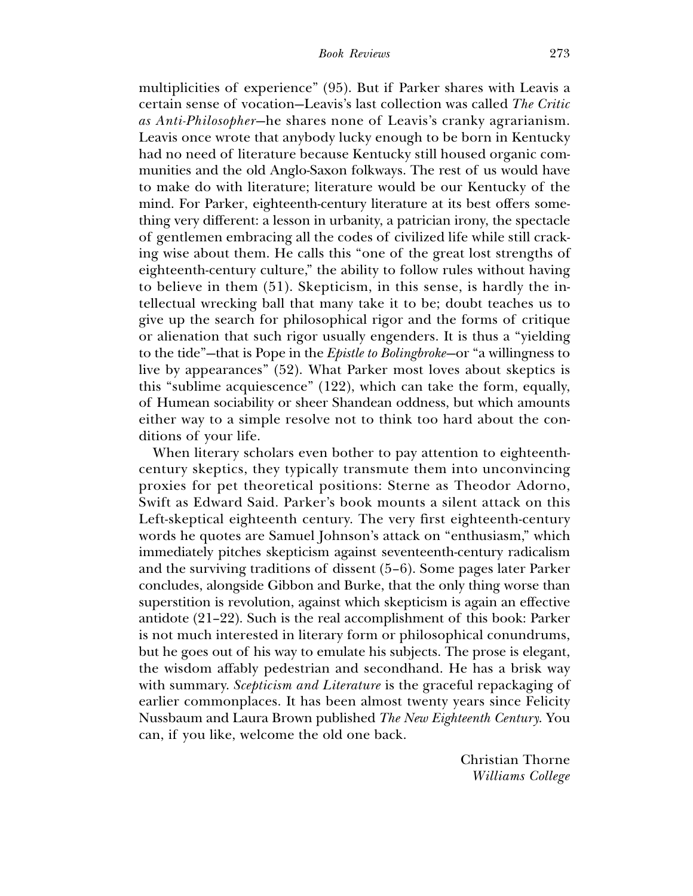multiplicities of experience" (95). But if Parker shares with Leavis a certain sense of vocation—Leavis's last collection was called *The Critic as Anti-Philosopher*—he shares none of Leavis's cranky agrarianism. Leavis once wrote that anybody lucky enough to be born in Kentucky had no need of literature because Kentucky still housed organic communities and the old Anglo-Saxon folkways. The rest of us would have to make do with literature; literature would be our Kentucky of the mind. For Parker, eighteenth-century literature at its best offers something very different: a lesson in urbanity, a patrician irony, the spectacle of gentlemen embracing all the codes of civilized life while still cracking wise about them. He calls this "one of the great lost strengths of eighteenth-century culture," the ability to follow rules without having to believe in them (51). Skepticism, in this sense, is hardly the intellectual wrecking ball that many take it to be; doubt teaches us to give up the search for philosophical rigor and the forms of critique or alienation that such rigor usually engenders. It is thus a "yielding to the tide"—that is Pope in the *Epistle to Bolingbroke*—or "a willingness to live by appearances" (52). What Parker most loves about skeptics is this "sublime acquiescence" (122), which can take the form, equally, of Humean sociability or sheer Shandean oddness, but which amounts either way to a simple resolve not to think too hard about the conditions of your life.

When literary scholars even bother to pay attention to eighteenth-century skeptics, they typically transmute them into unconvincing proxies for pet theoretical positions: Sterne as Theodor Adorno, Swift as Edward Said. Parker's book mounts a silent attack on this Left-skeptical eighteenth century. The very first eighteenth-century words he quotes are Samuel Johnson's attack on "enthusiasm," which immediately pitches skepticism against seventeenth-century radicalism and the surviving traditions of dissent (5–6). Some pages later Parker concludes, alongside Gibbon and Burke, that the only thing worse than superstition is revolution, against which skepticism is again an effective antidote (21–22). Such is the real accomplishment of this book: Parker is not much interested in literary form or philosophical conundrums, but he goes out of his way to emulate his subjects. The prose is elegant, the wisdom affably pedestrian and secondhand. He has a brisk way with summary. *Scepticism and Literature* is the graceful repackaging of earlier commonplaces. It has been almost twenty years since Felicity Nussbaum and Laura Brown published *The New Eighteenth Century*. You can, if you like, welcome the old one back.

Christian Thorne
*Williams College*